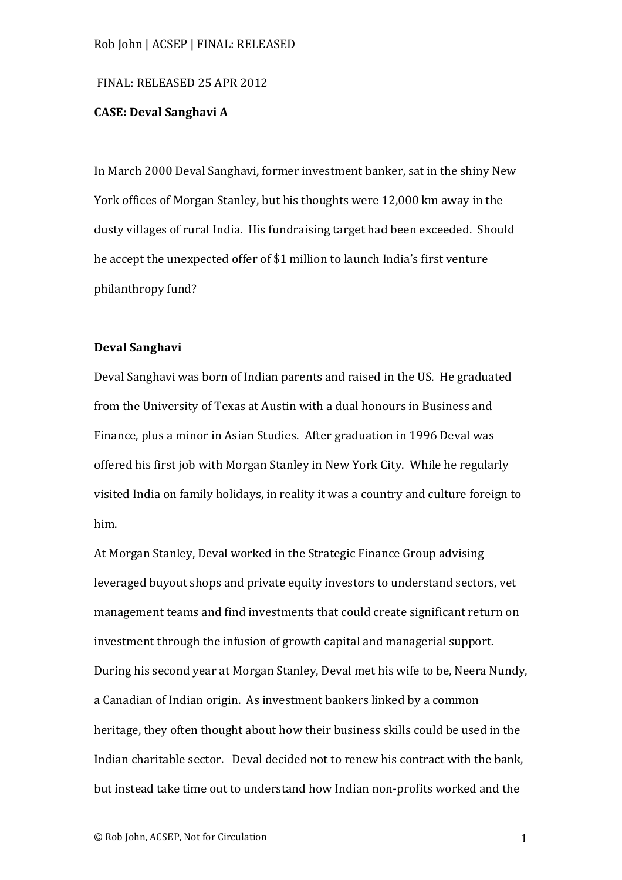FINAL: RELEASED 25 APR 2012

**CASE: Deval Sanghavi A**

In March 2000 Deval Sanghavi, former investment banker, sat in the shiny New York offices of Morgan Stanley, but his thoughts were 12,000 km away in the dusty villages of rural India. His fundraising target had been exceeded. Should he accept the unexpected offer of $1 million to launch India's first venture philanthropy fund?

**Deval Sanghavi**

Deval Sanghavi was born of Indian parents and raised in the US. He graduated from the University of Texas at Austin with a dual honours in Business and Finance, plus a minor in Asian Studies. After graduation in 1996 Deval was offered his first job with Morgan Stanley in New York City. While he regularly visited India on family holidays, in reality it was a country and culture foreign to him.

At Morgan Stanley, Deval worked in the Strategic Finance Group advising leveraged buyout shops and private equity investors to understand sectors, vet management teams and find investments that could create significant return on investment through the infusion of growth capital and managerial support. During his second year at Morgan Stanley, Deval met his wife to be, Neera Nundy, a Canadian of Indian origin. As investment bankers linked by a common heritage, they often thought about how their business skills could be used in the Indian charitable sector. Deval decided not to renew his contract with the bank, but instead take time out to understand how Indian non-profits worked and the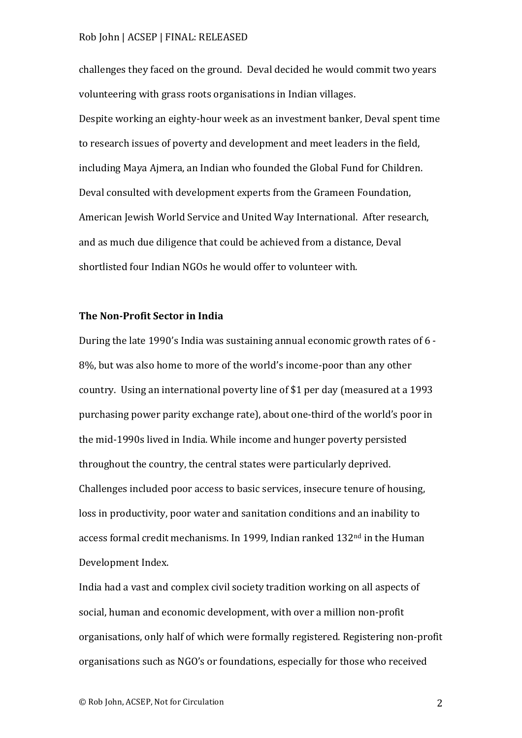challenges they faced on the ground. Deval decided he would commit two years volunteering with grass roots organisations in Indian villages.

Despite working an eighty-hour week as an investment banker, Deval spent time to research issues of poverty and development and meet leaders in the field, including Maya Ajmera, an Indian who founded the Global Fund for Children. Deval consulted with development experts from the Grameen Foundation, American Jewish World Service and United Way International. After research, and as much due diligence that could be achieved from a distance, Deval shortlisted four Indian NGOs he would offer to volunteer with.

**The Non-Profit Sector in India**

During the late 1990's India was sustaining annual economic growth rates of 6 - 8%, but was also home to more of the world's income-poor than any other country. Using an international poverty line of $1 per day (measured at a 1993 purchasing power parity exchange rate), about one-third of the world's poor in the mid-1990s lived in India. While income and hunger poverty persisted throughout the country, the central states were particularly deprived. Challenges included poor access to basic services, insecure tenure of housing, loss in productivity, poor water and sanitation conditions and an inability to access formal credit mechanisms. In 1999, Indian ranked 132nd in the Human Development Index.

India had a vast and complex civil society tradition working on all aspects of social, human and economic development, with over a million non-profit organisations, only half of which were formally registered. Registering non-profit organisations such as NGO's or foundations, especially for those who received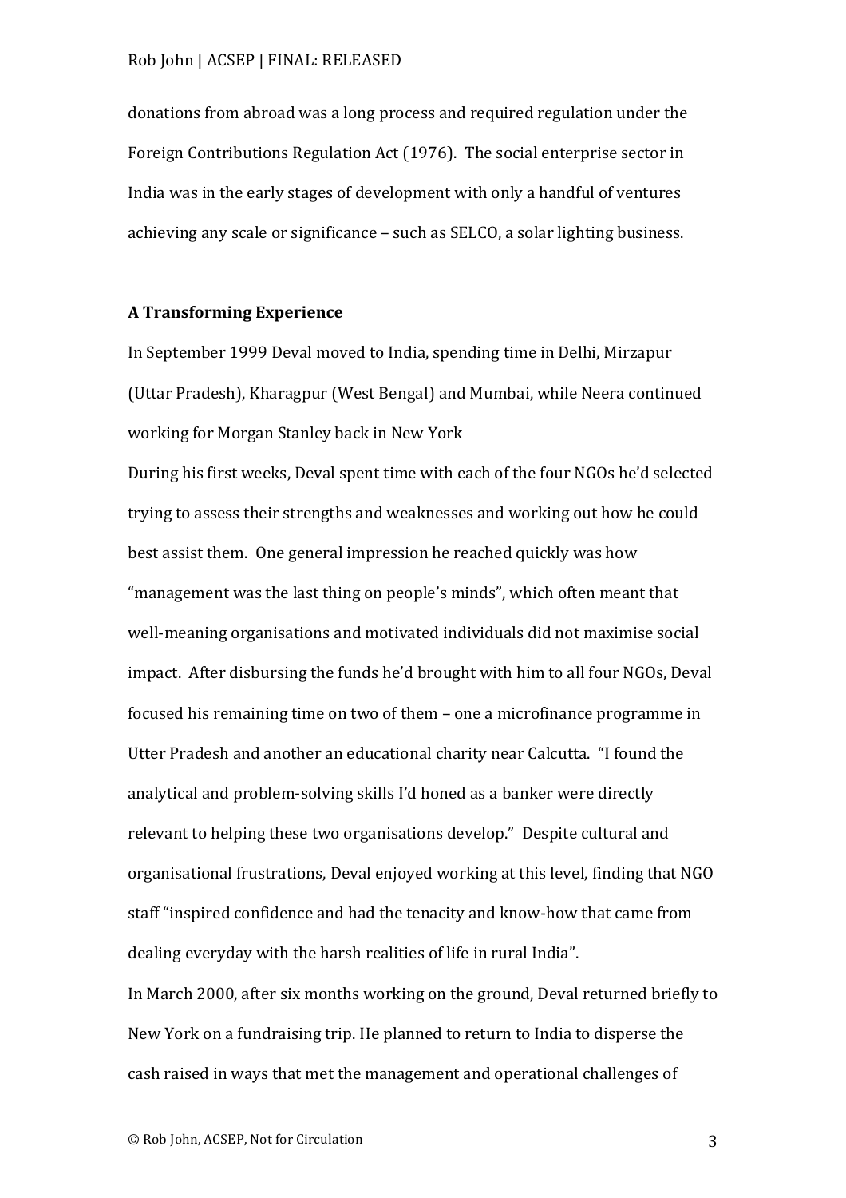donations from abroad was a long process and required regulation under the Foreign Contributions Regulation Act (1976). The social enterprise sector in India was in the early stages of development with only a handful of ventures achieving any scale or significance – such as SELCO, a solar lighting business.

**A Transforming Experience**

In September 1999 Deval moved to India, spending time in Delhi, Mirzapur (Uttar Pradesh), Kharagpur (West Bengal) and Mumbai, while Neera continued working for Morgan Stanley back in New York

During his first weeks, Deval spent time with each of the four NGOs he'd selected trying to assess their strengths and weaknesses and working out how he could best assist them. One general impression he reached quickly was how "management was the last thing on people's minds", which often meant that well-meaning organisations and motivated individuals did not maximise social impact. After disbursing the funds he'd brought with him to all four NGOs, Deval focused his remaining time on two of them – one a microfinance programme in Utter Pradesh and another an educational charity near Calcutta. "I found the analytical and problem-solving skills I'd honed as a banker were directly relevant to helping these two organisations develop." Despite cultural and organisational frustrations, Deval enjoyed working at this level, finding that NGO staff "inspired confidence and had the tenacity and know-how that came from dealing everyday with the harsh realities of life in rural India".

In March 2000, after six months working on the ground, Deval returned briefly to New York on a fundraising trip. He planned to return to India to disperse the cash raised in ways that met the management and operational challenges of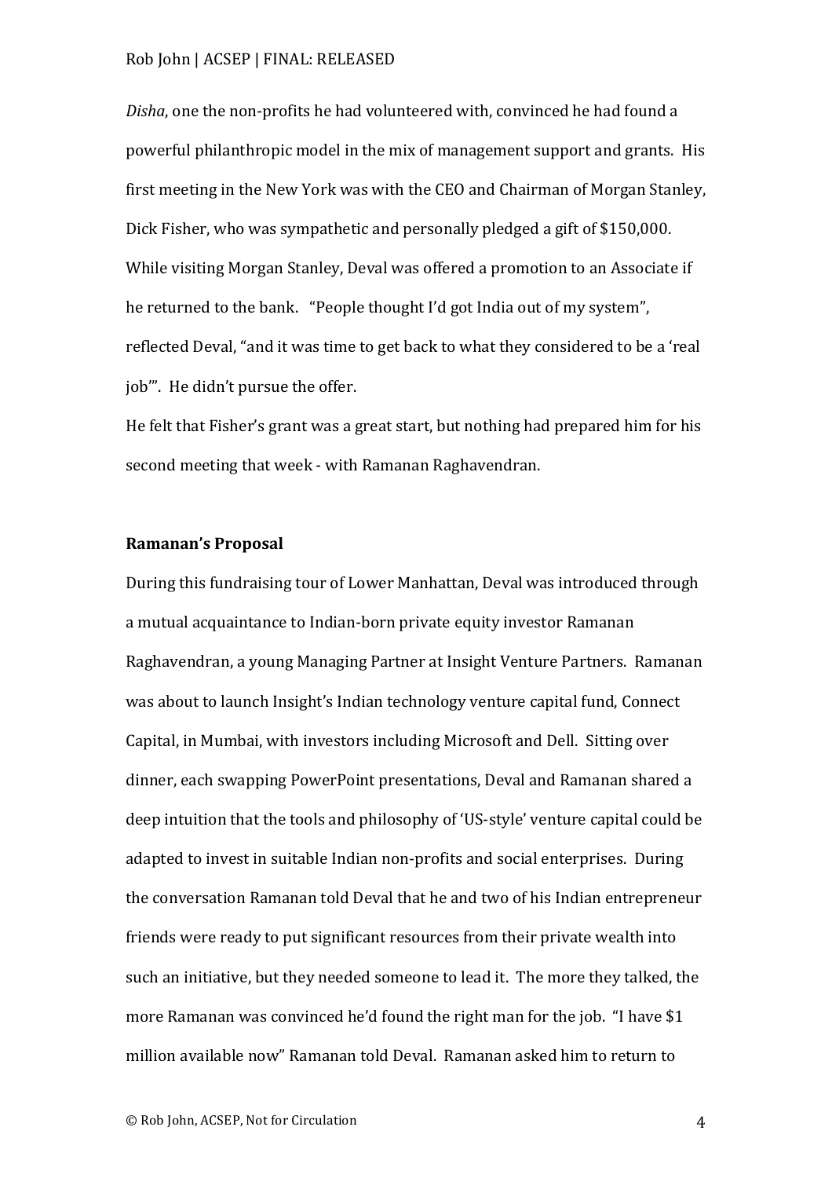*Disha*, one the non-profits he had volunteered with, convinced he had found a powerful philanthropic model in the mix of management support and grants. His first meeting in the New York was with the CEO and Chairman of Morgan Stanley, Dick Fisher, who was sympathetic and personally pledged a gift of $150,000. While visiting Morgan Stanley, Deval was offered a promotion to an Associate if he returned to the bank. "People thought I'd got India out of my system", reflected Deval, "and it was time to get back to what they considered to be a 'real job'". He didn't pursue the offer.

He felt that Fisher's grant was a great start, but nothing had prepared him for his second meeting that week - with Ramanan Raghavendran.

**Ramanan's Proposal**

During this fundraising tour of Lower Manhattan, Deval was introduced through a mutual acquaintance to Indian-born private equity investor Ramanan Raghavendran, a young Managing Partner at Insight Venture Partners. Ramanan was about to launch Insight's Indian technology venture capital fund, Connect Capital, in Mumbai, with investors including Microsoft and Dell. Sitting over dinner, each swapping PowerPoint presentations, Deval and Ramanan shared a deep intuition that the tools and philosophy of 'US-style' venture capital could be adapted to invest in suitable Indian non-profits and social enterprises. During the conversation Ramanan told Deval that he and two of his Indian entrepreneur friends were ready to put significant resources from their private wealth into such an initiative, but they needed someone to lead it. The more they talked, the more Ramanan was convinced he'd found the right man for the job. "I have $1 million available now" Ramanan told Deval. Ramanan asked him to return to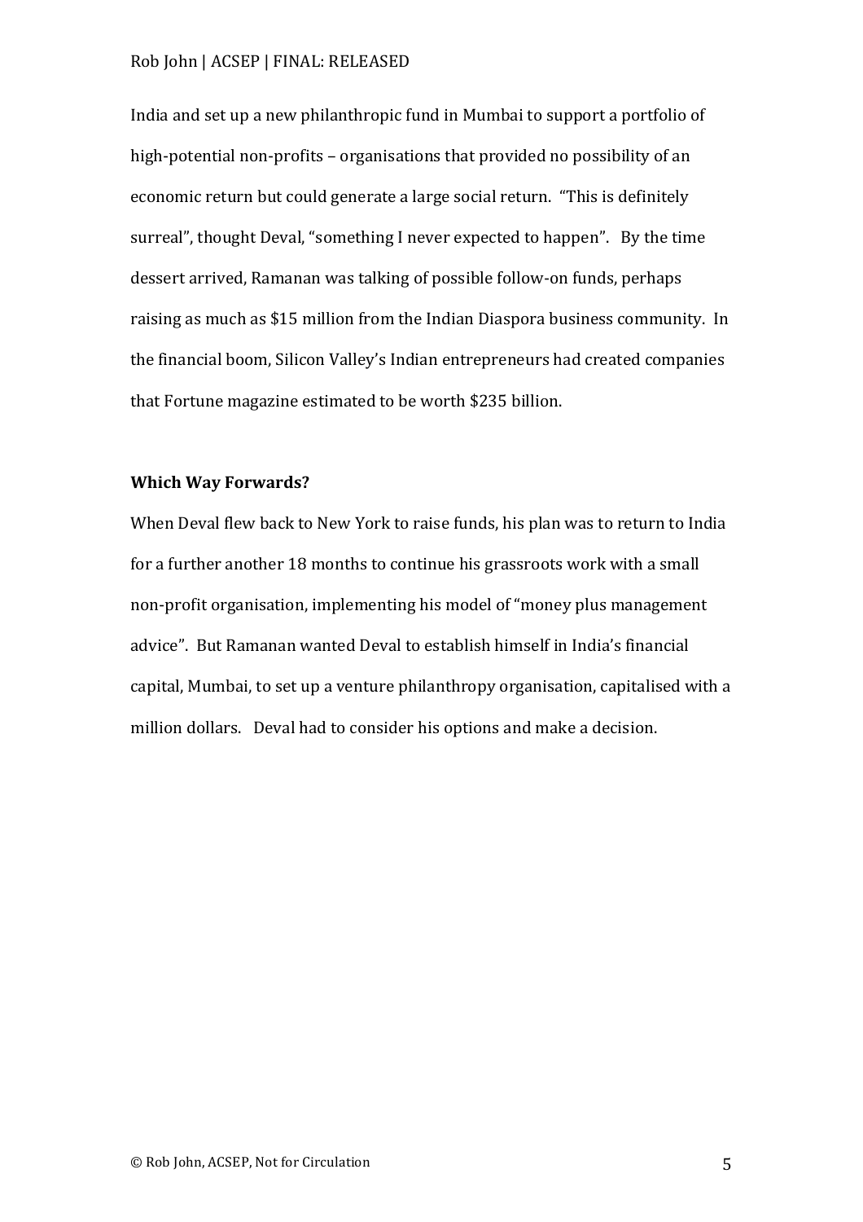India and set up a new philanthropic fund in Mumbai to support a portfolio of high-potential non-profits – organisations that provided no possibility of an economic return but could generate a large social return. "This is definitely surreal", thought Deval, "something I never expected to happen". By the time dessert arrived, Ramanan was talking of possible follow-on funds, perhaps raising as much as $15 million from the Indian Diaspora business community. In the financial boom, Silicon Valley's Indian entrepreneurs had created companies that Fortune magazine estimated to be worth $235 billion.

**Which Way Forwards?**

When Deval flew back to New York to raise funds, his plan was to return to India for a further another 18 months to continue his grassroots work with a small non-profit organisation, implementing his model of "money plus management advice". But Ramanan wanted Deval to establish himself in India's financial capital, Mumbai, to set up a venture philanthropy organisation, capitalised with a million dollars. Deval had to consider his options and make a decision.